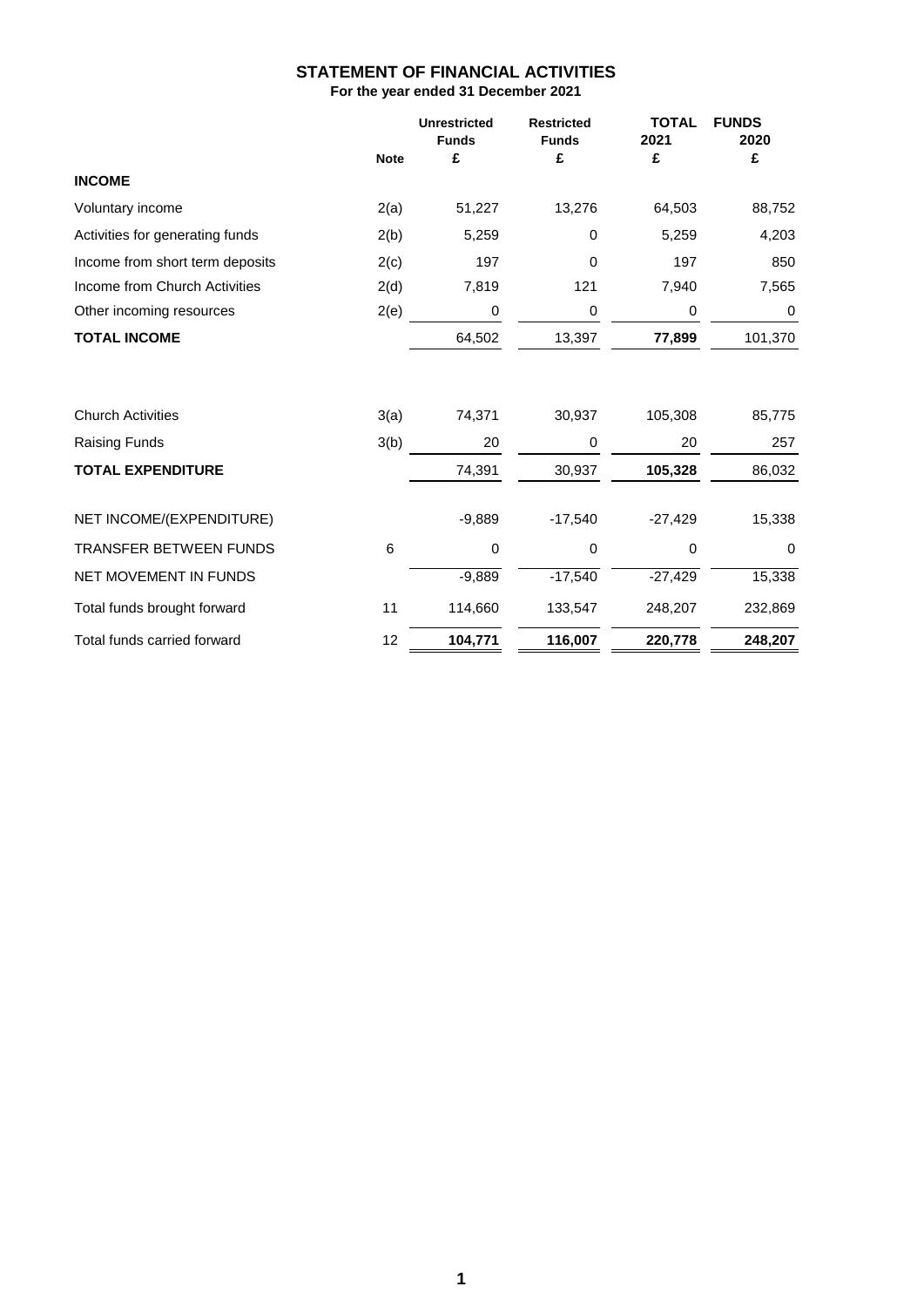# STATEMENT OF FINANCIAL ACTIVITIES

**For the year ended 31 December 2021**

| | Note | Unrestricted Funds £ | Restricted Funds £ | TOTAL 2021 £ | FUNDS 2020 £ |
|---|---|---|---|---|---|
| **INCOME** | | | | | |
| Voluntary income | 2(a) | 51,227 | 13,276 | 64,503 | 88,752 |
| Activities for generating funds | 2(b) | 5,259 | 0 | 5,259 | 4,203 |
| Income from short term deposits | 2(c) | 197 | 0 | 197 | 850 |
| Income from Church Activities | 2(d) | 7,819 | 121 | 7,940 | 7,565 |
| Other incoming resources | 2(e) | 0 | 0 | 0 | 0 |
| **TOTAL INCOME** | | 64,502 | 13,397 | **77,899** | 101,370 |
| | | | | | |
| Church Activities | 3(a) | 74,371 | 30,937 | 105,308 | 85,775 |
| Raising Funds | 3(b) | 20 | 0 | 20 | 257 |
| **TOTAL EXPENDITURE** | | 74,391 | 30,937 | **105,328** | 86,032 |
| | | | | | |
| NET INCOME/(EXPENDITURE) | | -9,889 | -17,540 | -27,429 | 15,338 |
| TRANSFER BETWEEN FUNDS | 6 | 0 | 0 | 0 | 0 |
| NET MOVEMENT IN FUNDS | | -9,889 | -17,540 | -27,429 | 15,338 |
| Total funds brought forward | 11 | 114,660 | 133,547 | 248,207 | 232,869 |
| Total funds carried forward | 12 | **104,771** | **116,007** | **220,778** | **248,207** |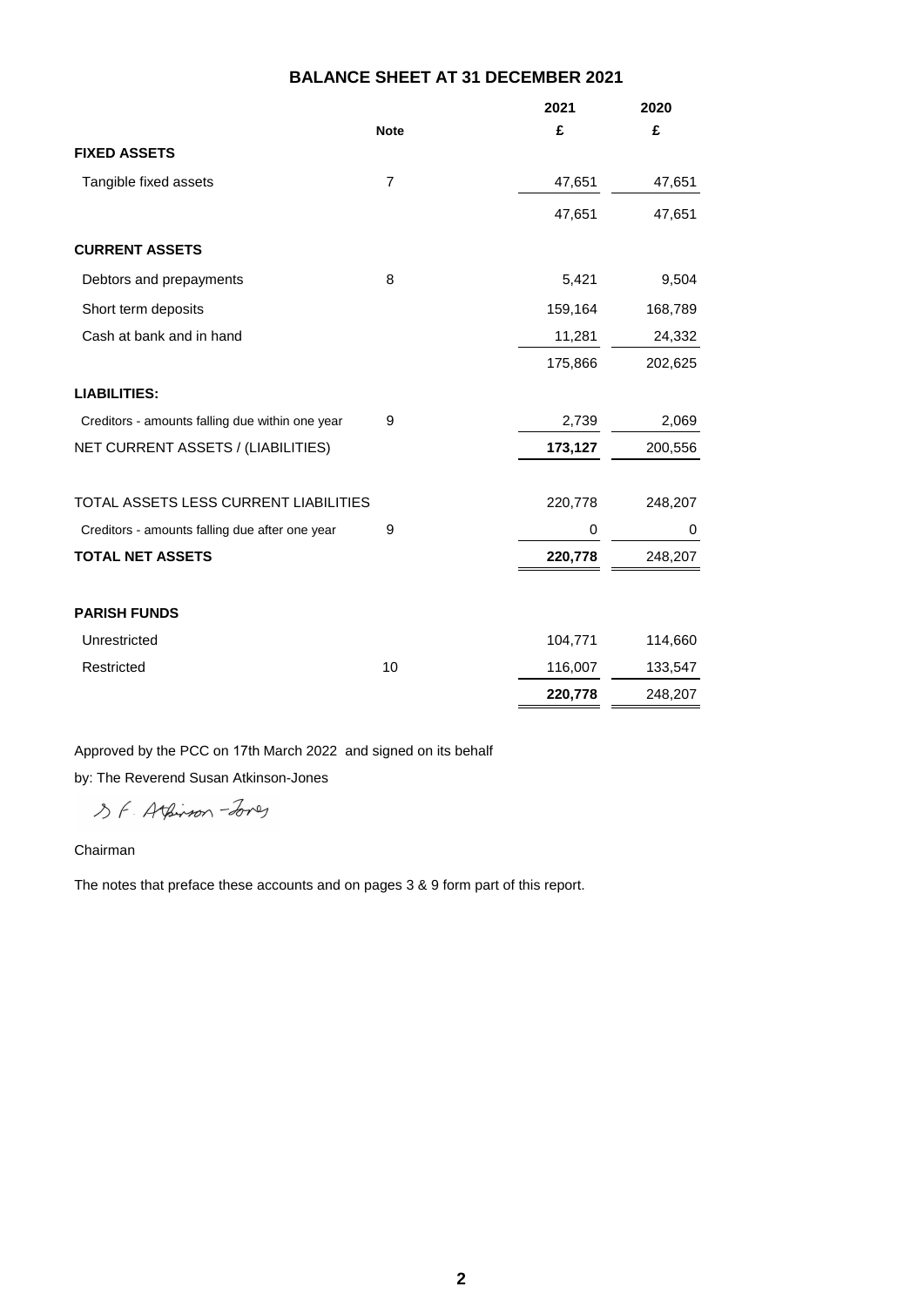# BALANCE SHEET AT 31 DECEMBER 2021

| | Note | 2021 £ | 2020 £ |
|---|---|---|---|
| **FIXED ASSETS** | | | |
| Tangible fixed assets | 7 | 47,651 | 47,651 |
| | | 47,651 | 47,651 |
| **CURRENT ASSETS** | | | |
| Debtors and prepayments | 8 | 5,421 | 9,504 |
| Short term deposits | | 159,164 | 168,789 |
| Cash at bank and in hand | | 11,281 | 24,332 |
| | | 175,866 | 202,625 |
| **LIABILITIES:** | | | |
| Creditors - amounts falling due within one year | 9 | 2,739 | 2,069 |
| NET CURRENT ASSETS / (LIABILITIES) | | **173,127** | 200,556 |
| TOTAL ASSETS LESS CURRENT LIABILITIES | | 220,778 | 248,207 |
| Creditors - amounts falling due after one year | 9 | 0 | 0 |
| **TOTAL NET ASSETS** | | **220,778** | 248,207 |
| **PARISH FUNDS** | | | |
| Unrestricted | | 104,771 | 114,660 |
| Restricted | 10 | 116,007 | 133,547 |
| | | **220,778** | 248,207 |

Approved by the PCC on 17th March 2022 and signed on its behalf

by: The Reverend Susan Atkinson-Jones

S F Atkinson-Jones

Chairman

The notes that preface these accounts and on pages 3 & 9 form part of this report.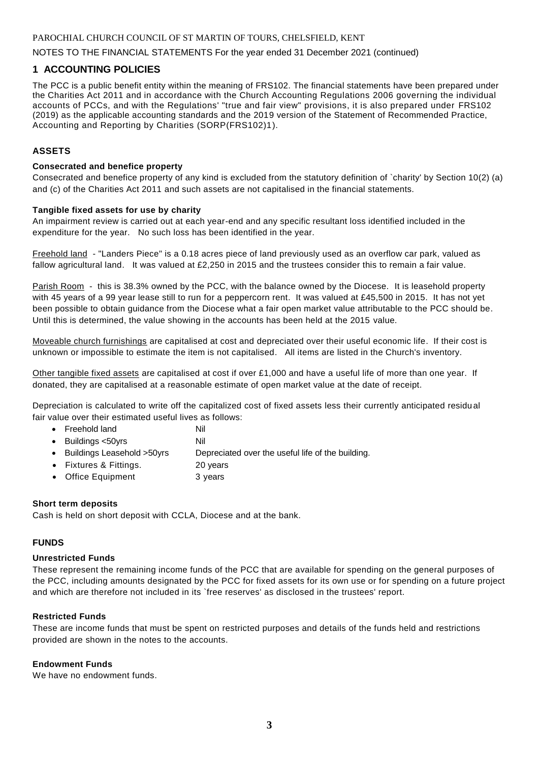PAROCHIAL CHURCH COUNCIL OF ST MARTIN OF TOURS, CHELSFIELD, KENT

NOTES TO THE FINANCIAL STATEMENTS For the year ended 31 December 2021 (continued)

## 1 ACCOUNTING POLICIES

The PCC is a public benefit entity within the meaning of FRS102. The financial statements have been prepared under the Charities Act 2011 and in accordance with the Church Accounting Regulations 2006 governing the individual accounts of PCCs, and with the Regulations' "true and fair view" provisions, it is also prepared under FRS102 (2019) as the applicable accounting standards and the 2019 version of the Statement of Recommended Practice, Accounting and Reporting by Charities (SORP(FRS102)1).

### ASSETS

**Consecrated and benefice property**

Consecrated and benefice property of any kind is excluded from the statutory definition of `charity' by Section 10(2) (a) and (c) of the Charities Act 2011 and such assets are not capitalised in the financial statements.

**Tangible fixed assets for use by charity**

An impairment review is carried out at each year-end and any specific resultant loss identified included in the expenditure for the year. No such loss has been identified in the year.

Freehold land - "Landers Piece" is a 0.18 acres piece of land previously used as an overflow car park, valued as fallow agricultural land. It was valued at £2,250 in 2015 and the trustees consider this to remain a fair value.

Parish Room - this is 38.3% owned by the PCC, with the balance owned by the Diocese. It is leasehold property with 45 years of a 99 year lease still to run for a peppercorn rent. It was valued at £45,500 in 2015. It has not yet been possible to obtain guidance from the Diocese what a fair open market value attributable to the PCC should be. Until this is determined, the value showing in the accounts has been held at the 2015 value.

Moveable church furnishings are capitalised at cost and depreciated over their useful economic life. If their cost is unknown or impossible to estimate the item is not capitalised. All items are listed in the Church's inventory.

Other tangible fixed assets are capitalised at cost if over £1,000 and have a useful life of more than one year. If donated, they are capitalised at a reasonable estimate of open market value at the date of receipt.

Depreciation is calculated to write off the capitalized cost of fixed assets less their currently anticipated residual fair value over their estimated useful lives as follows:

- Freehold land — Nil
- Buildings <50yrs — Nil
- Buildings Leasehold >50yrs — Depreciated over the useful life of the building.
- Fixtures & Fittings. — 20 years
- Office Equipment — 3 years

**Short term deposits**

Cash is held on short deposit with CCLA, Diocese and at the bank.

### FUNDS

**Unrestricted Funds**

These represent the remaining income funds of the PCC that are available for spending on the general purposes of the PCC, including amounts designated by the PCC for fixed assets for its own use or for spending on a future project and which are therefore not included in its `free reserves' as disclosed in the trustees' report.

**Restricted Funds**

These are income funds that must be spent on restricted purposes and details of the funds held and restrictions provided are shown in the notes to the accounts.

**Endowment Funds**

We have no endowment funds.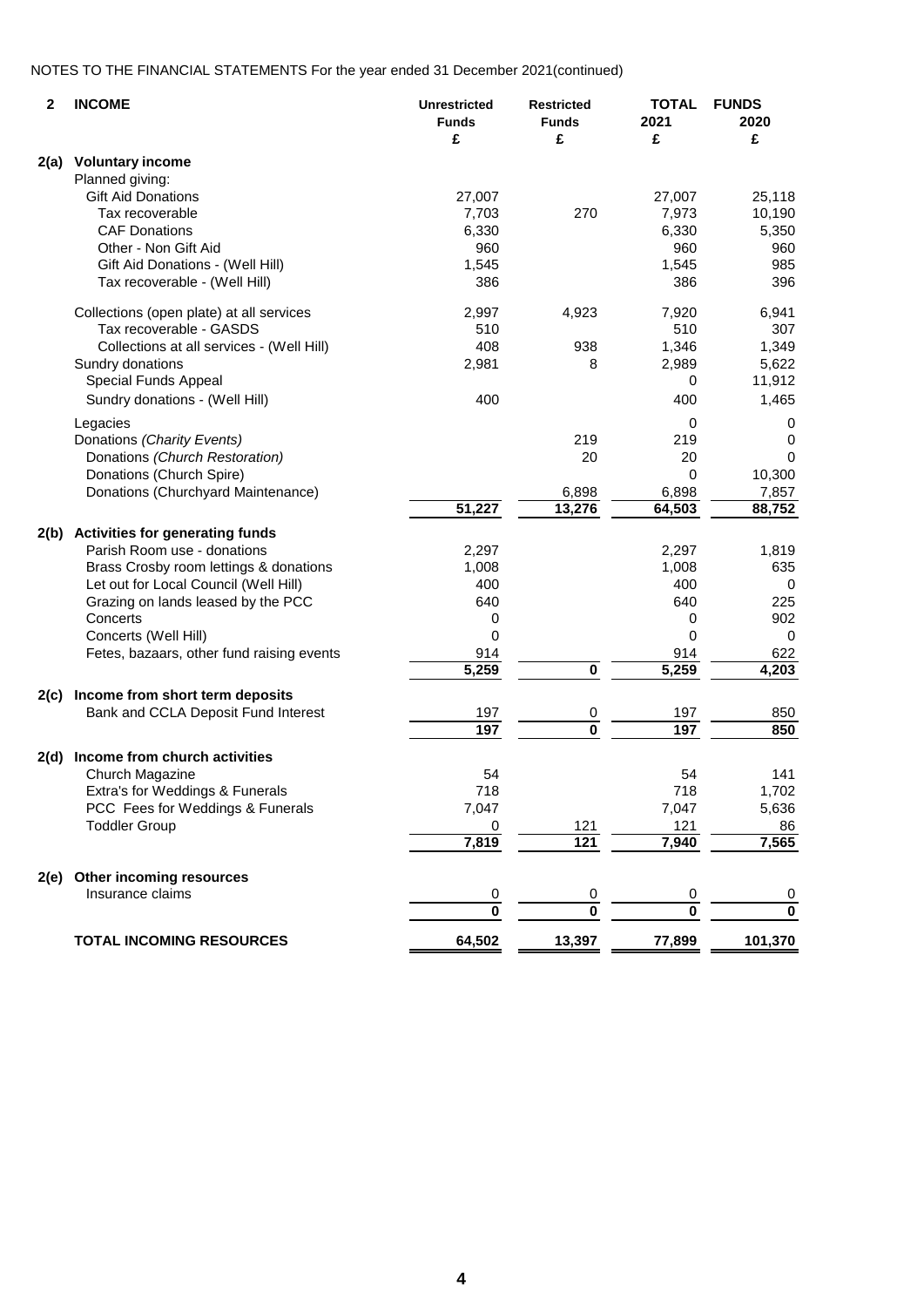NOTES TO THE FINANCIAL STATEMENTS For the year ended 31 December 2021(continued)

| 2 | INCOME | Unrestricted Funds £ | Restricted Funds £ | TOTAL 2021 £ | FUNDS 2020 £ |
|---|---|---|---|---|---|
| **2(a)** | **Voluntary income** | | | | |
| | Planned giving: | | | | |
| | Gift Aid Donations | 27,007 | | 27,007 | 25,118 |
| | Tax recoverable | 7,703 | 270 | 7,973 | 10,190 |
| | CAF Donations | 6,330 | | 6,330 | 5,350 |
| | Other - Non Gift Aid | 960 | | 960 | 960 |
| | Gift Aid Donations - (Well Hill) | 1,545 | | 1,545 | 985 |
| | Tax recoverable - (Well Hill) | 386 | | 386 | 396 |
| | Collections (open plate) at all services | 2,997 | 4,923 | 7,920 | 6,941 |
| | Tax recoverable - GASDS | 510 | | 510 | 307 |
| | Collections at all services - (Well Hill) | 408 | 938 | 1,346 | 1,349 |
| | Sundry donations | 2,981 | 8 | 2,989 | 5,622 |
| | Special Funds Appeal | | | 0 | 11,912 |
| | Sundry donations - (Well Hill) | 400 | | 400 | 1,465 |
| | Legacies | | | 0 | 0 |
| | Donations *(Charity Events)* | | 219 | 219 | 0 |
| | Donations *(Church Restoration)* | | 20 | 20 | 0 |
| | Donations (Church Spire) | | | 0 | 10,300 |
| | Donations (Churchyard Maintenance) | | 6,898 | 6,898 | 7,857 |
| | | **51,227** | **13,276** | **64,503** | **88,752** |
| **2(b)** | **Activities for generating funds** | | | | |
| | Parish Room use - donations | 2,297 | | 2,297 | 1,819 |
| | Brass Crosby room lettings & donations | 1,008 | | 1,008 | 635 |
| | Let out for Local Council (Well Hill) | 400 | | 400 | 0 |
| | Grazing on lands leased by the PCC | 640 | | 640 | 225 |
| | Concerts | 0 | | 0 | 902 |
| | Concerts (Well Hill) | 0 | | 0 | 0 |
| | Fetes, bazaars, other fund raising events | 914 | | 914 | 622 |
| | | **5,259** | **0** | **5,259** | **4,203** |
| **2(c)** | **Income from short term deposits** | | | | |
| | Bank and CCLA Deposit Fund Interest | 197 | 0 | 197 | 850 |
| | | **197** | **0** | **197** | **850** |
| **2(d)** | **Income from church activities** | | | | |
| | Church Magazine | 54 | | 54 | 141 |
| | Extra's for Weddings & Funerals | 718 | | 718 | 1,702 |
| | PCC Fees for Weddings & Funerals | 7,047 | | 7,047 | 5,636 |
| | Toddler Group | 0 | 121 | 121 | 86 |
| | | **7,819** | **121** | **7,940** | **7,565** |
| **2(e)** | **Other incoming resources** | | | | |
| | Insurance claims | 0 | 0 | 0 | 0 |
| | | **0** | **0** | **0** | **0** |
| | **TOTAL INCOMING RESOURCES** | **64,502** | **13,397** | **77,899** | **101,370** |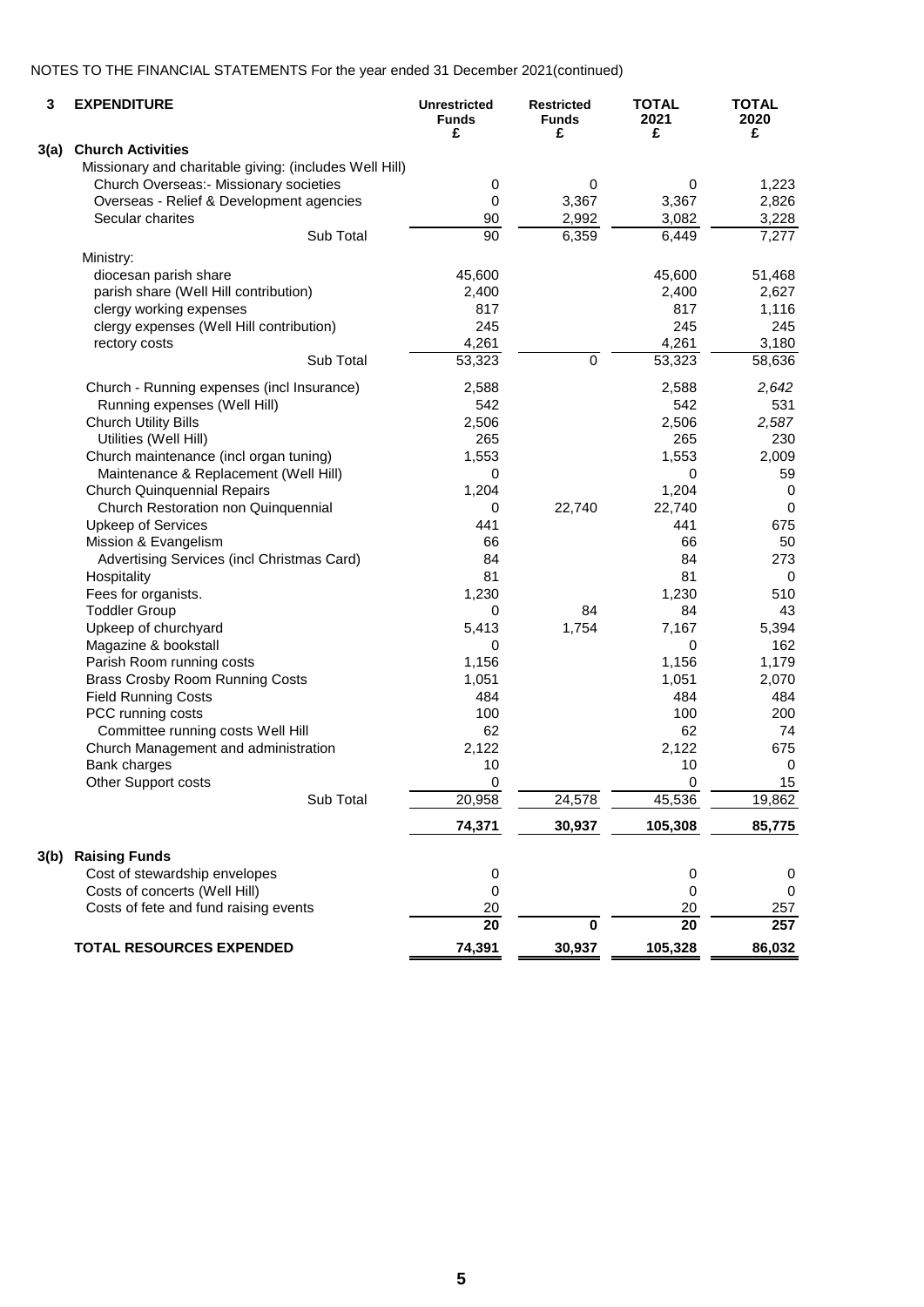NOTES TO THE FINANCIAL STATEMENTS For the year ended 31 December 2021(continued)

| 3 | EXPENDITURE | Unrestricted Funds £ | Restricted Funds £ | TOTAL 2021 £ | TOTAL 2020 £ |
|---|---|---|---|---|---|
| 3(a) | **Church Activities** | | | | |
| | Missionary and charitable giving: (includes Well Hill) | | | | |
| | Church Overseas:- Missionary societies | 0 | 0 | 0 | 1,223 |
| | Overseas - Relief & Development agencies | 0 | 3,367 | 3,367 | 2,826 |
| | Secular charites | 90 | 2,992 | 3,082 | 3,228 |
| | Sub Total | 90 | 6,359 | 6,449 | 7,277 |
| | Ministry: | | | | |
| | diocesan parish share | 45,600 | | 45,600 | 51,468 |
| | parish share (Well Hill contribution) | 2,400 | | 2,400 | 2,627 |
| | clergy working expenses | 817 | | 817 | 1,116 |
| | clergy expenses (Well Hill contribution) | 245 | | 245 | 245 |
| | rectory costs | 4,261 | | 4,261 | 3,180 |
| | Sub Total | 53,323 | 0 | 53,323 | 58,636 |
| | Church - Running expenses (incl Insurance) | 2,588 | | 2,588 | *2,642* |
| | Running expenses (Well Hill) | 542 | | 542 | 531 |
| | Church Utility Bills | 2,506 | | 2,506 | *2,587* |
| | Utilities (Well Hill) | 265 | | 265 | 230 |
| | Church maintenance (incl organ tuning) | 1,553 | | 1,553 | 2,009 |
| | Maintenance & Replacement (Well Hill) | 0 | | 0 | 59 |
| | Church Quinquennial Repairs | 1,204 | | 1,204 | 0 |
| | Church Restoration non Quinquennial | 0 | 22,740 | 22,740 | 0 |
| | Upkeep of Services | 441 | | 441 | 675 |
| | Mission & Evangelism | 66 | | 66 | 50 |
| | Advertising Services (incl Christmas Card) | 84 | | 84 | 273 |
| | Hospitality | 81 | | 81 | 0 |
| | Fees for organists. | 1,230 | | 1,230 | 510 |
| | Toddler Group | 0 | 84 | 84 | 43 |
| | Upkeep of churchyard | 5,413 | 1,754 | 7,167 | 5,394 |
| | Magazine & bookstall | 0 | | 0 | 162 |
| | Parish Room running costs | 1,156 | | 1,156 | 1,179 |
| | Brass Crosby Room Running Costs | 1,051 | | 1,051 | 2,070 |
| | Field Running Costs | 484 | | 484 | 484 |
| | PCC running costs | 100 | | 100 | 200 |
| | Committee running costs Well Hill | 62 | | 62 | 74 |
| | Church Management and administration | 2,122 | | 2,122 | 675 |
| | Bank charges | 10 | | 10 | 0 |
| | Other Support costs | 0 | | 0 | 15 |
| | Sub Total | 20,958 | 24,578 | 45,536 | 19,862 |
| | | **74,371** | **30,937** | **105,308** | **85,775** |
| 3(b) | **Raising Funds** | | | | |
| | Cost of stewardship envelopes | 0 | | 0 | 0 |
| | Costs of concerts (Well Hill) | 0 | | 0 | 0 |
| | Costs of fete and fund raising events | 20 | | 20 | 257 |
| | | **20** | **0** | **20** | **257** |
| | **TOTAL RESOURCES EXPENDED** | **74,391** | **30,937** | **105,328** | **86,032** |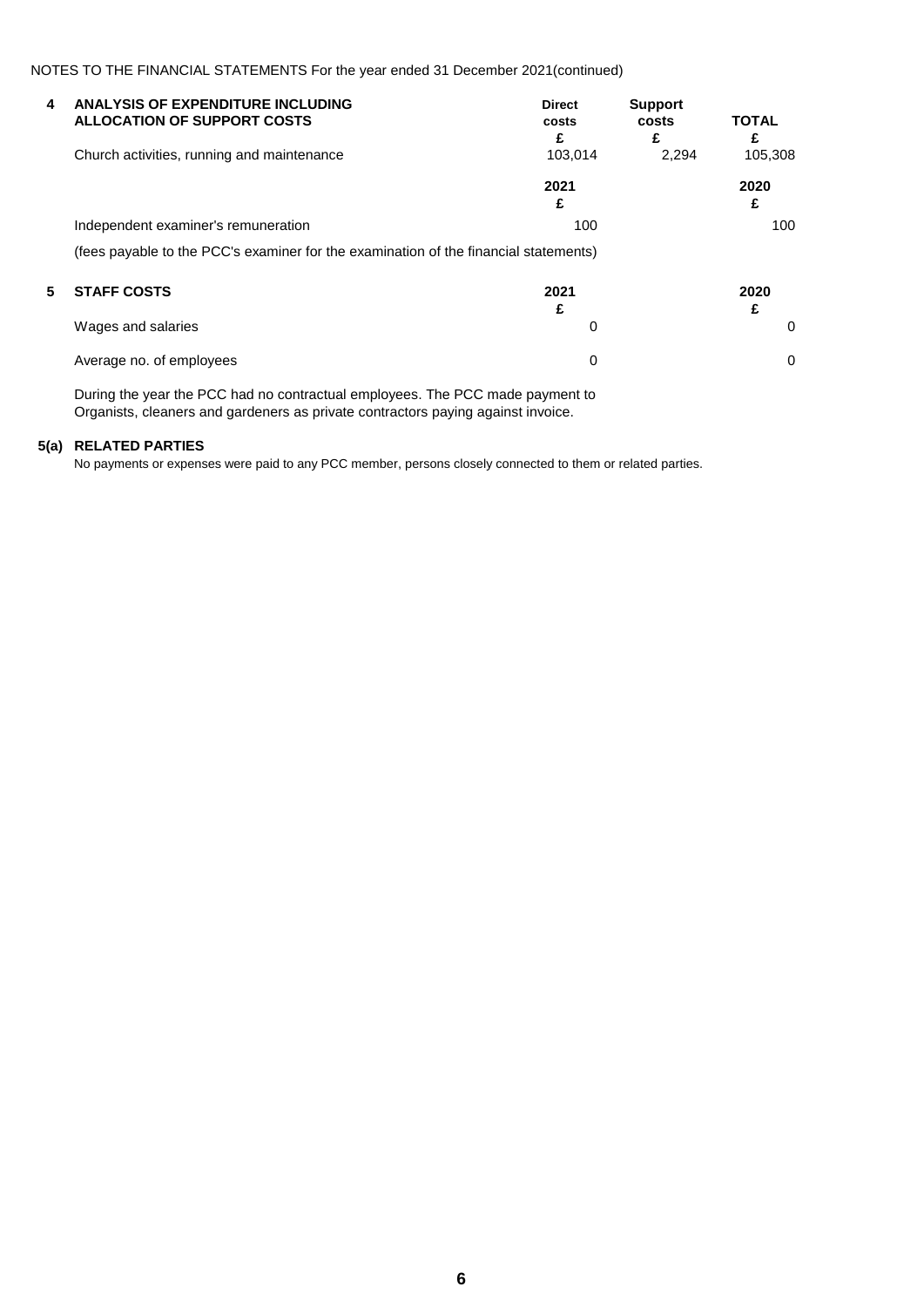NOTES TO THE FINANCIAL STATEMENTS For the year ended 31 December 2021(continued)

## 4 ANALYSIS OF EXPENDITURE INCLUDING ALLOCATION OF SUPPORT COSTS

| | Direct costs | Support costs | TOTAL |
|---|---|---|---|
| | £ | £ | £ |
| Church activities, running and maintenance | 103,014 | 2,294 | 105,308 |

| | 2021 | 2020 |
|---|---|---|
| | £ | £ |
| Independent examiner's remuneration | 100 | 100 |

(fees payable to the PCC's examiner for the examination of the financial statements)

## 5 STAFF COSTS

| | 2021 | 2020 |
|---|---|---|
| | £ | £ |
| Wages and salaries | 0 | 0 |
| Average no. of employees | 0 | 0 |

During the year the PCC had no contractual employees. The PCC made payment to Organists, cleaners and gardeners as private contractors paying against invoice.

## 5(a) RELATED PARTIES

No payments or expenses were paid to any PCC member, persons closely connected to them or related parties.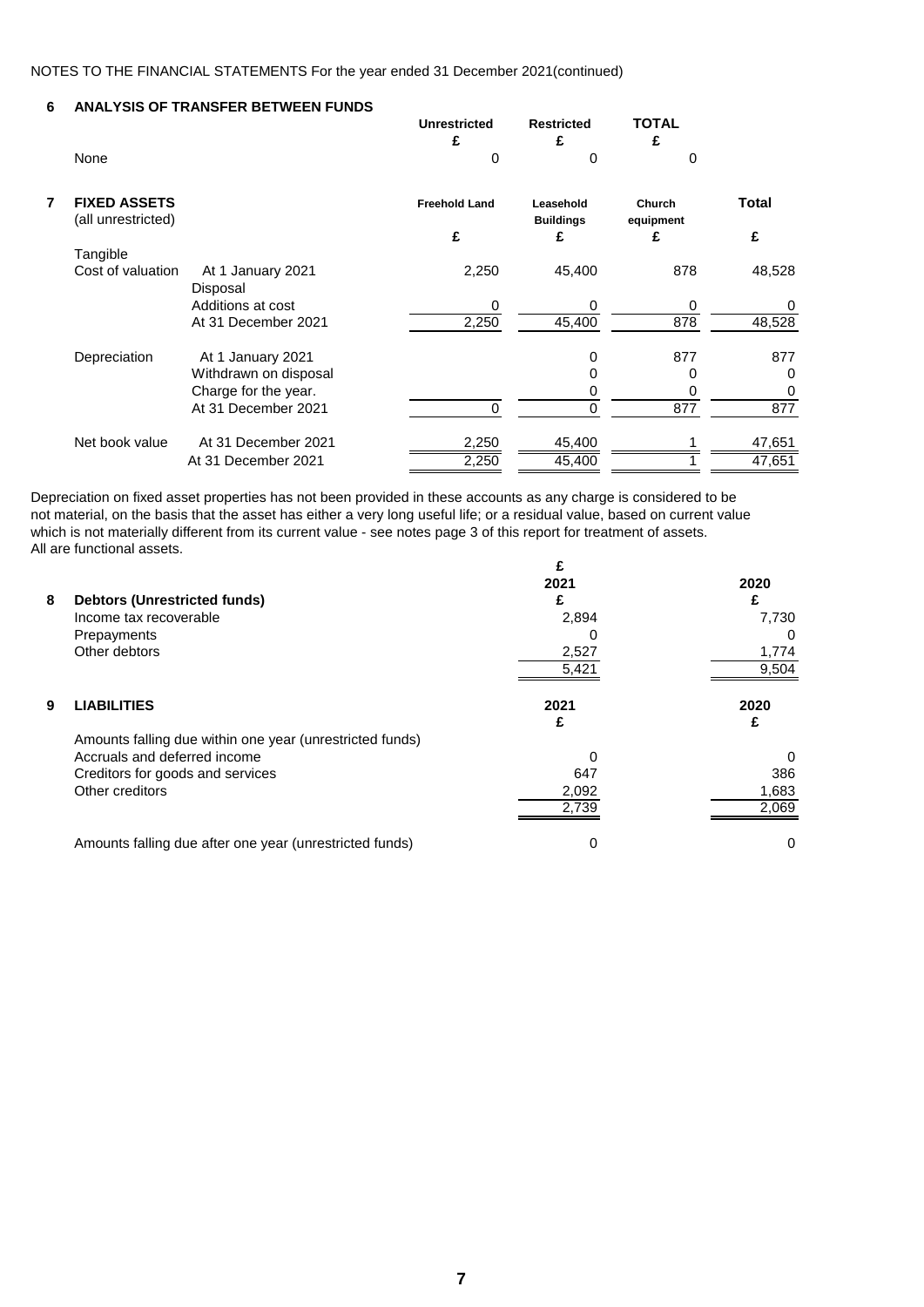NOTES TO THE FINANCIAL STATEMENTS For the year ended 31 December 2021(continued)

## 6 ANALYSIS OF TRANSFER BETWEEN FUNDS

| | Unrestricted | Restricted | TOTAL |
|---|---|---|---|
| | £ | £ | £ |
| None | 0 | 0 | 0 |

## 7 FIXED ASSETS (all unrestricted)

| | | Freehold Land | Leasehold Buildings | Church equipment | Total |
|---|---|---|---|---|---|
| | | £ | £ | £ | £ |
| Tangible | | | | | |
| Cost of valuation | At 1 January 2021 | 2,250 | 45,400 | 878 | 48,528 |
| | Disposal | | | | |
| | Additions at cost | 0 | 0 | 0 | 0 |
| | At 31 December 2021 | 2,250 | 45,400 | 878 | 48,528 |
| Depreciation | At 1 January 2021 | | 0 | 877 | 877 |
| | Withdrawn on disposal | | 0 | 0 | 0 |
| | Charge for the year. | | 0 | 0 | 0 |
| | At 31 December 2021 | 0 | 0 | 877 | 877 |
| Net book value | At 31 December 2021 | 2,250 | 45,400 | 1 | 47,651 |
| | At 31 December 2021 | 2,250 | 45,400 | 1 | 47,651 |

Depreciation on fixed asset properties has not been provided in these accounts as any charge is considered to be not material, on the basis that the asset has either a very long useful life; or a residual value, based on current value which is not materially different from its current value - see notes page 3 of this report for treatment of assets. All are functional assets.

## 8 Debtors (Unrestricted funds)

| | 2021 | 2020 |
|---|---|---|
| | £ | £ |
| Income tax recoverable | 2,894 | 7,730 |
| Prepayments | 0 | 0 |
| Other debtors | 2,527 | 1,774 |
| | 5,421 | 9,504 |

## 9 LIABILITIES

| | 2021 | 2020 |
|---|---|---|
| | £ | £ |
| Amounts falling due within one year (unrestricted funds) | | |
| Accruals and deferred income | 0 | 0 |
| Creditors for goods and services | 647 | 386 |
| Other creditors | 2,092 | 1,683 |
| | 2,739 | 2,069 |
| Amounts falling due after one year (unrestricted funds) | 0 | 0 |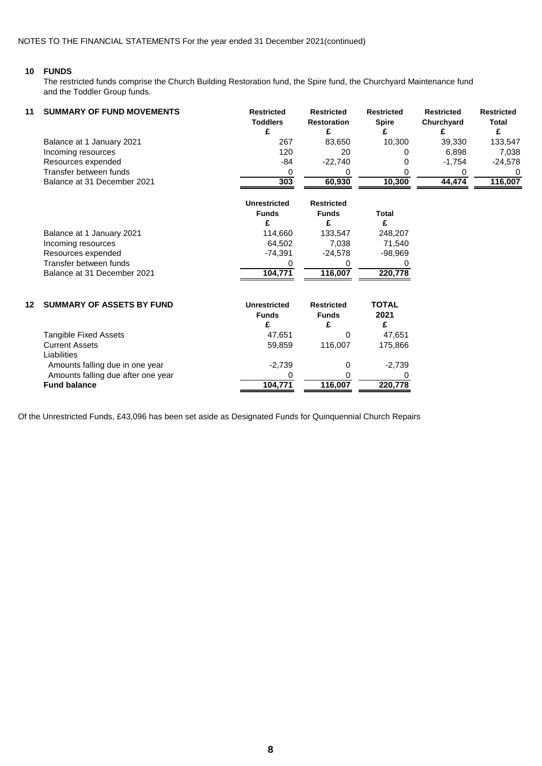NOTES TO THE FINANCIAL STATEMENTS For the year ended 31 December 2021(continued)

## 10 FUNDS

The restricted funds comprise the Church Building Restoration fund, the Spire fund, the Churchyard Maintenance fund and the Toddler Group funds.

## 11 SUMMARY OF FUND MOVEMENTS

| | Restricted Toddlers £ | Restricted Restoration £ | Restricted Spire £ | Restricted Churchyard £ | Restricted Total £ |
|---|---|---|---|---|---|
| Balance at 1 January 2021 | 267 | 83,650 | 10,300 | 39,330 | 133,547 |
| Incoming resources | 120 | 20 | 0 | 6,898 | 7,038 |
| Resources expended | -84 | -22,740 | 0 | -1,754 | -24,578 |
| Transfer between funds | 0 | 0 | 0 | 0 | 0 |
| Balance at 31 December 2021 | **303** | **60,930** | **10,300** | **44,474** | **116,007** |

| | Unrestricted Funds £ | Restricted Funds £ | Total £ |
|---|---|---|---|
| Balance at 1 January 2021 | 114,660 | 133,547 | 248,207 |
| Incoming resources | 64,502 | 7,038 | 71,540 |
| Resources expended | -74,391 | -24,578 | -98,969 |
| Transfer between funds | 0 | 0 | 0 |
| Balance at 31 December 2021 | **104,771** | **116,007** | **220,778** |

## 12 SUMMARY OF ASSETS BY FUND

| | Unrestricted Funds £ | Restricted Funds £ | TOTAL 2021 £ |
|---|---|---|---|
| Tangible Fixed Assets | 47,651 | 0 | 47,651 |
| Current Assets | 59,859 | 116,007 | 175,866 |
| Liabilities | | | |
| Amounts falling due in one year | -2,739 | 0 | -2,739 |
| Amounts falling due after one year | 0 | 0 | 0 |
| **Fund balance** | **104,771** | **116,007** | **220,778** |

Of the Unrestricted Funds, £43,096 has been set aside as Designated Funds for Quinquennial Church Repairs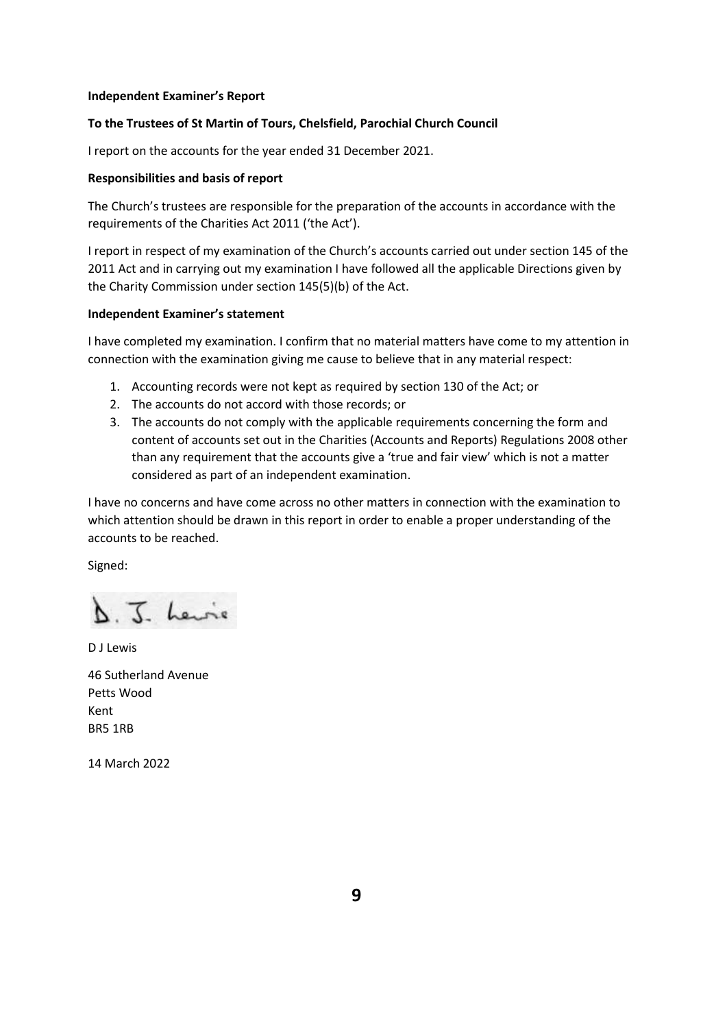**Independent Examiner's Report**

**To the Trustees of St Martin of Tours, Chelsfield, Parochial Church Council**

I report on the accounts for the year ended 31 December 2021.

**Responsibilities and basis of report**

The Church's trustees are responsible for the preparation of the accounts in accordance with the requirements of the Charities Act 2011 ('the Act').

I report in respect of my examination of the Church's accounts carried out under section 145 of the 2011 Act and in carrying out my examination I have followed all the applicable Directions given by the Charity Commission under section 145(5)(b) of the Act.

**Independent Examiner's statement**

I have completed my examination. I confirm that no material matters have come to my attention in connection with the examination giving me cause to believe that in any material respect:

1. Accounting records were not kept as required by section 130 of the Act; or
2. The accounts do not accord with those records; or
3. The accounts do not comply with the applicable requirements concerning the form and content of accounts set out in the Charities (Accounts and Reports) Regulations 2008 other than any requirement that the accounts give a 'true and fair view' which is not a matter considered as part of an independent examination.

I have no concerns and have come across no other matters in connection with the examination to which attention should be drawn in this report in order to enable a proper understanding of the accounts to be reached.

Signed:

D. J. Lewis

D J Lewis

46 Sutherland Avenue
Petts Wood
Kent
BR5 1RB

14 March 2022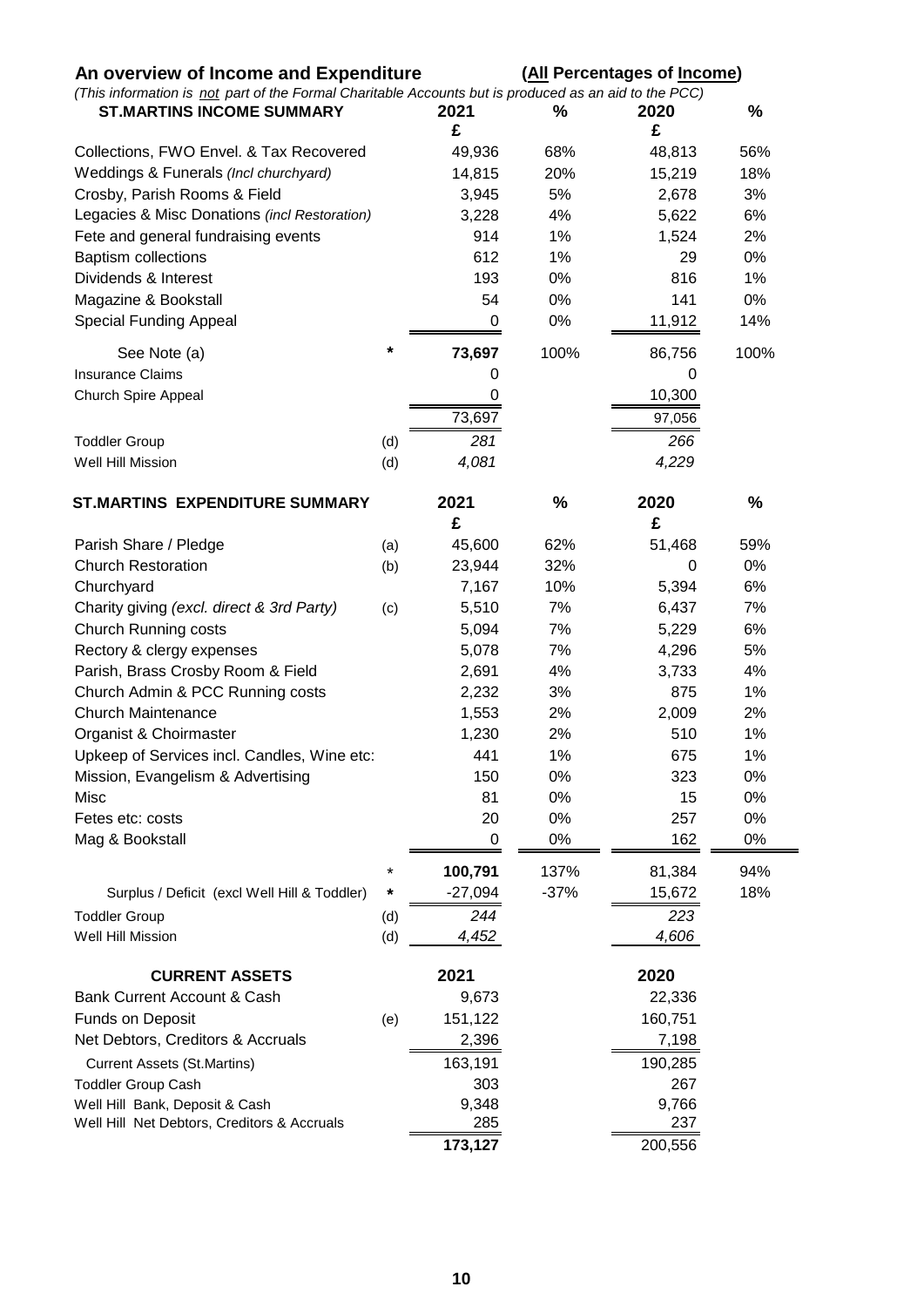## An overview of Income and Expenditure (**<u>All</u> Percentages of <u>Income</u>**)

*(This information is <u>not</u> part of the Formal Charitable Accounts but is produced as an aid to the PCC)*

| **ST.MARTINS INCOME SUMMARY** | | **2021 £** | **%** | **2020 £** | **%** |
|---|---|---|---|---|---|
| Collections, FWO Envel. & Tax Recovered | | 49,936 | 68% | 48,813 | 56% |
| Weddings & Funerals *(Incl churchyard)* | | 14,815 | 20% | 15,219 | 18% |
| Crosby, Parish Rooms & Field | | 3,945 | 5% | 2,678 | 3% |
| Legacies & Misc Donations *(incl Restoration)* | | 3,228 | 4% | 5,622 | 6% |
| Fete and general fundraising events | | 914 | 1% | 1,524 | 2% |
| Baptism collections | | 612 | 1% | 29 | 0% |
| Dividends & Interest | | 193 | 0% | 816 | 1% |
| Magazine & Bookstall | | 54 | 0% | 141 | 0% |
| Special Funding Appeal | | 0 | 0% | 11,912 | 14% |
| See Note (a) | * | **73,697** | 100% | 86,756 | 100% |
| Insurance Claims | | 0 | | 0 | |
| Church Spire Appeal | | 0 | | 10,300 | |
| | | 73,697 | | 97,056 | |
| Toddler Group | (d) | *281* | | *266* | |
| Well Hill Mission | (d) | *4,081* | | *4,229* | |

| **ST.MARTINS EXPENDITURE SUMMARY** | | **2021 £** | **%** | **2020 £** | **%** |
|---|---|---|---|---|---|
| Parish Share / Pledge | (a) | 45,600 | 62% | 51,468 | 59% |
| Church Restoration | (b) | 23,944 | 32% | 0 | 0% |
| Churchyard | | 7,167 | 10% | 5,394 | 6% |
| Charity giving *(excl. direct & 3rd Party)* | (c) | 5,510 | 7% | 6,437 | 7% |
| Church Running costs | | 5,094 | 7% | 5,229 | 6% |
| Rectory & clergy expenses | | 5,078 | 7% | 4,296 | 5% |
| Parish, Brass Crosby Room & Field | | 2,691 | 4% | 3,733 | 4% |
| Church Admin & PCC Running costs | | 2,232 | 3% | 875 | 1% |
| Church Maintenance | | 1,553 | 2% | 2,009 | 2% |
| Organist & Choirmaster | | 1,230 | 2% | 510 | 1% |
| Upkeep of Services incl. Candles, Wine etc: | | 441 | 1% | 675 | 1% |
| Mission, Evangelism & Advertising | | 150 | 0% | 323 | 0% |
| Misc | | 81 | 0% | 15 | 0% |
| Fetes etc: costs | | 20 | 0% | 257 | 0% |
| Mag & Bookstall | | 0 | 0% | 162 | 0% |
| | * | **100,791** | 137% | 81,384 | 94% |
| Surplus / Deficit (excl Well Hill & Toddler) | * | -27,094 | -37% | 15,672 | 18% |
| Toddler Group | (d) | *244* | | *223* | |
| Well Hill Mission | (d) | *4,452* | | *4,606* | |

| **CURRENT ASSETS** | | **2021** | **2020** |
|---|---|---|---|
| Bank Current Account & Cash | | 9,673 | 22,336 |
| Funds on Deposit | (e) | 151,122 | 160,751 |
| Net Debtors, Creditors & Accruals | | 2,396 | 7,198 |
| Current Assets (St.Martins) | | 163,191 | 190,285 |
| Toddler Group Cash | | 303 | 267 |
| Well Hill Bank, Deposit & Cash | | 9,348 | 9,766 |
| Well Hill Net Debtors, Creditors & Accruals | | 285 | 237 |
| | | **173,127** | 200,556 |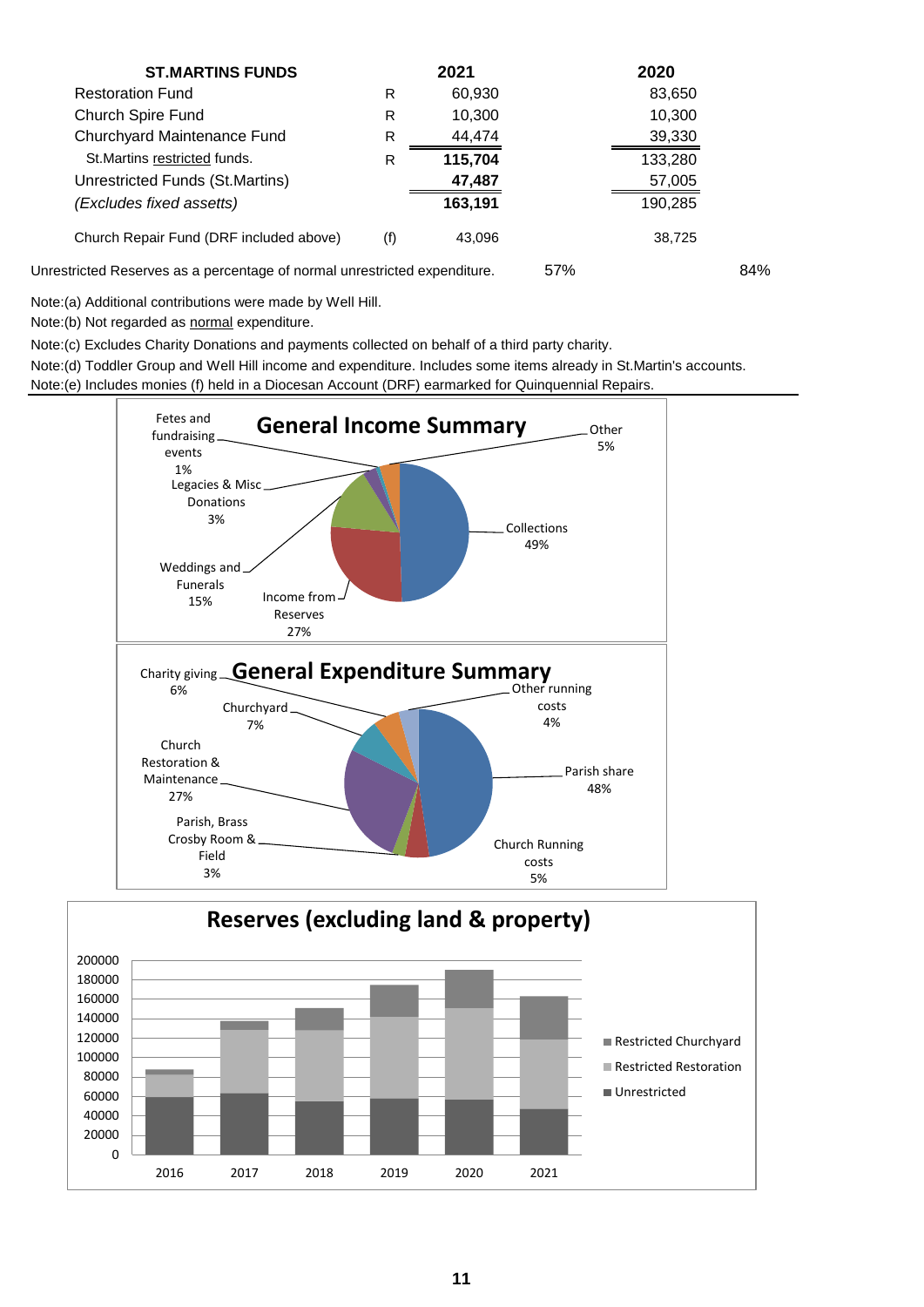| ST.MARTINS FUNDS | | 2021 | | 2020 | |
|---|---|---|---|---|---|
| Restoration Fund | R | 60,930 | | 83,650 | |
| Church Spire Fund | R | 10,300 | | 10,300 | |
| Churchyard Maintenance Fund | R | 44,474 | | 39,330 | |
| St.Martins restricted funds. | R | **115,704** | | 133,280 | |
| Unrestricted Funds (St.Martins) | | **47,487** | | 57,005 | |
| *(Excludes fixed assetts)* | | **163,191** | | 190,285 | |
| Church Repair Fund (DRF included above) | (f) | 43,096 | | 38,725 | |
| Unrestricted Reserves as a percentage of normal unrestricted expenditure. | | | 57% | | 84% |

Note:(a) Additional contributions were made by Well Hill.

Note:(b) Not regarded as normal expenditure.

Note:(c) Excludes Charity Donations and payments collected on behalf of a third party charity.

Note:(d) Toddler Group and Well Hill income and expenditure. Includes some items already in St.Martin's accounts.

Note:(e) Includes monies (f) held in a Diocesan Account (DRF) earmarked for Quinquennial Repairs.

**General Income Summary**

| Category | % |
|---|---|
| Collections | 49% |
| Income from Reserves | 27% |
| Weddings and Funerals | 15% |
| Legacies & Misc Donations | 3% |
| Fetes and fundraising events | 1% |
| Other | 5% |

**General Expenditure Summary**

| Category | % |
|---|---|
| Parish share | 48% |
| Church Running costs | 5% |
| Parish, Brass Crosby Room & Field | 3% |
| Church Restoration & Maintenance | 27% |
| Churchyard | 7% |
| Charity giving | 6% |
| Other running costs | 4% |

**Reserves (excluding land & property)**

Legend: Restricted Churchyard, Restricted Restoration, Unrestricted

Years: 2016, 2017, 2018, 2019, 2020, 2021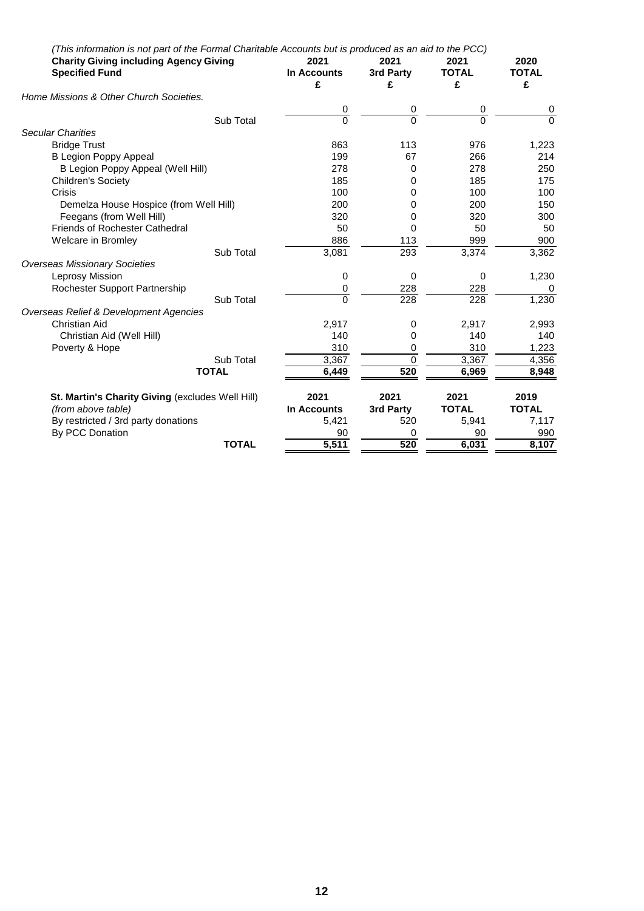*(This information is not part of the Formal Charitable Accounts but is produced as an aid to the PCC)*

| **Charity Giving including Agency Giving** **Specified Fund** | **2021** **In Accounts** **£** | **2021** **3rd Party** **£** | **2021** **TOTAL** **£** | **2020** **TOTAL** **£** |
|---|---|---|---|---|
| *Home Missions & Other Church Societies.* | | | | |
| | 0 | 0 | 0 | 0 |
| Sub Total | 0 | 0 | 0 | 0 |
| *Secular Charities* | | | | |
| Bridge Trust | 863 | 113 | 976 | 1,223 |
| B Legion Poppy Appeal | 199 | 67 | 266 | 214 |
| B Legion Poppy Appeal (Well Hill) | 278 | 0 | 278 | 250 |
| Children's Society | 185 | 0 | 185 | 175 |
| Crisis | 100 | 0 | 100 | 100 |
| Demelza House Hospice (from Well Hill) | 200 | 0 | 200 | 150 |
| Feegans (from Well Hill) | 320 | 0 | 320 | 300 |
| Friends of Rochester Cathedral | 50 | 0 | 50 | 50 |
| Welcare in Bromley | 886 | 113 | 999 | 900 |
| Sub Total | 3,081 | 293 | 3,374 | 3,362 |
| *Overseas Missionary Societies* | | | | |
| Leprosy Mission | 0 | 0 | 0 | 1,230 |
| Rochester Support Partnership | 0 | 228 | 228 | 0 |
| Sub Total | 0 | 228 | 228 | 1,230 |
| *Overseas Relief & Development Agencies* | | | | |
| Christian Aid | 2,917 | 0 | 2,917 | 2,993 |
| Christian Aid (Well Hill) | 140 | 0 | 140 | 140 |
| Poverty & Hope | 310 | 0 | 310 | 1,223 |
| Sub Total | 3,367 | 0 | 3,367 | 4,356 |
| **TOTAL** | **6,449** | **520** | **6,969** | **8,948** |

| **St. Martin's Charity Giving** (excludes Well Hill) *(from above table)* | **2021** **In Accounts** | **2021** **3rd Party** | **2021** **TOTAL** | **2019** **TOTAL** |
|---|---|---|---|---|
| By restricted / 3rd party donations | 5,421 | 520 | 5,941 | 7,117 |
| By PCC Donation | 90 | 0 | 90 | 990 |
| **TOTAL** | **5,511** | **520** | **6,031** | **8,107** |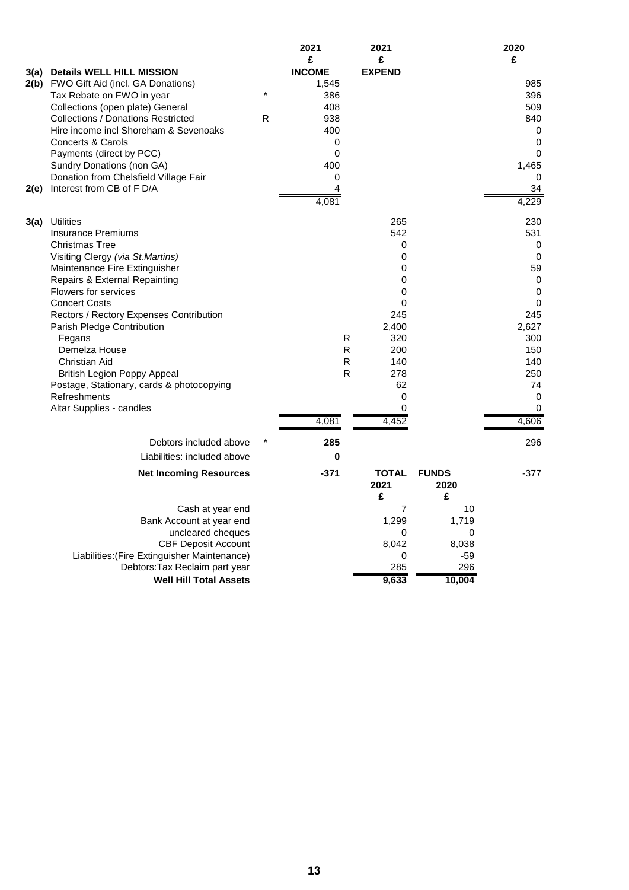| | | | 2021 | | 2021 | | 2020 |
|---|---|---|---|---|---|---|---|
| | | | £ | | £ | | £ |
| **3(a)** | **Details WELL HILL MISSION** | | **INCOME** | | **EXPEND** | | |
| **2(b)** | FWO Gift Aid (incl. GA Donations) | | 1,545 | | | | 985 |
| | Tax Rebate on FWO in year | * | 386 | | | | 396 |
| | Collections (open plate) General | | 408 | | | | 509 |
| | Collections / Donations Restricted | R | 938 | | | | 840 |
| | Hire income incl Shoreham & Sevenoaks | | 400 | | | | 0 |
| | Concerts & Carols | | 0 | | | | 0 |
| | Payments (direct by PCC) | | 0 | | | | 0 |
| | Sundry Donations (non GA) | | 400 | | | | 1,465 |
| | Donation from Chelsfield Village Fair | | 0 | | | | 0 |
| **2(e)** | Interest from CB of F D/A | | 4 | | | | 34 |
| | | | 4,081 | | | | 4,229 |
| **3(a)** | Utilities | | | | 265 | | 230 |
| | Insurance Premiums | | | | 542 | | 531 |
| | Christmas Tree | | | | 0 | | 0 |
| | Visiting Clergy *(via St.Martins)* | | | | 0 | | 0 |
| | Maintenance Fire Extinguisher | | | | 0 | | 59 |
| | Repairs & External Repainting | | | | 0 | | 0 |
| | Flowers for services | | | | 0 | | 0 |
| | Concert Costs | | | | 0 | | 0 |
| | Rectors / Rectory Expenses Contribution | | | | 245 | | 245 |
| | Parish Pledge Contribution | | | | 2,400 | | 2,627 |
| | Fegans | | | R | 320 | | 300 |
| | Demelza House | | | R | 200 | | 150 |
| | Christian Aid | | | R | 140 | | 140 |
| | British Legion Poppy Appeal | | | R | 278 | | 250 |
| | Postage, Stationary, cards & photocopying | | | | 62 | | 74 |
| | Refreshments | | | | 0 | | 0 |
| | Altar Supplies - candles | | | | 0 | | 0 |
| | | | 4,081 | | 4,452 | | 4,606 |
| | Debtors included above | * | **285** | | | | 296 |
| | Liabilities: included above | | **0** | | | | |
| | **Net Incoming Resources** | | **-371** | | **TOTAL** | **FUNDS** | -377 |
| | | | | | **2021** | **2020** | |
| | | | | | **£** | **£** | |
| | Cash at year end | | | | 7 | 10 | |
| | Bank Account at year end | | | | 1,299 | 1,719 | |
| | uncleared cheques | | | | 0 | 0 | |
| | CBF Deposit Account | | | | 8,042 | 8,038 | |
| | Liabilities:(Fire Extinguisher Maintenance) | | | | 0 | -59 | |
| | Debtors:Tax Reclaim part year | | | | 285 | 296 | |
| | **Well Hill Total Assets** | | | | **9,633** | **10,004** | |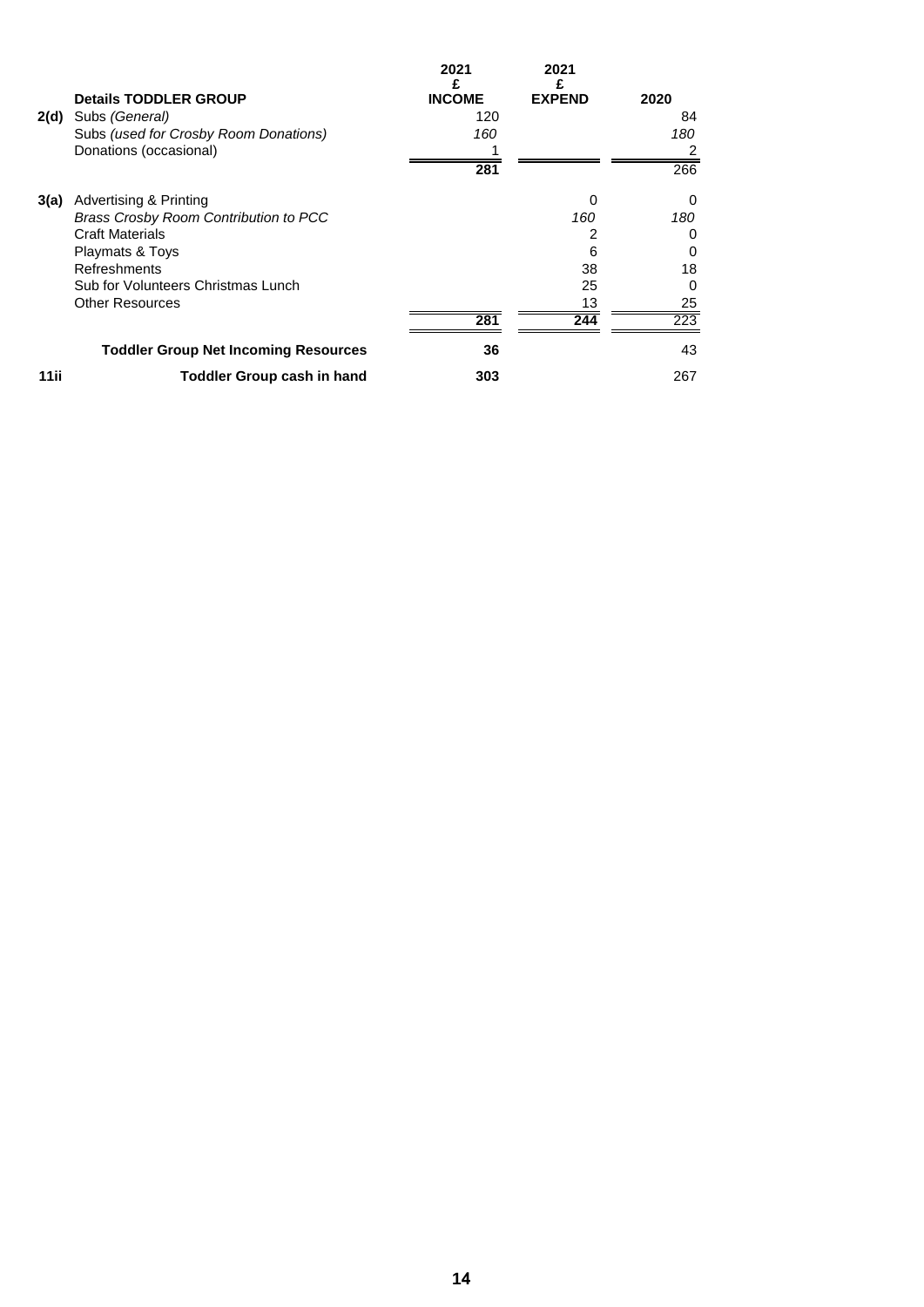| | | 2021 £ INCOME | 2021 £ EXPEND | 2020 |
|---|---|---|---|---|
| | **Details TODDLER GROUP** | | | |
| **2(d)** | Subs *(General)* | 120 | | 84 |
| | Subs *(used for Crosby Room Donations)* | *160* | | *180* |
| | Donations (occasional) | 1 | | 2 |
| | | **281** | | 266 |
| **3(a)** | Advertising & Printing | | 0 | 0 |
| | *Brass Crosby Room Contribution to PCC* | | *160* | *180* |
| | Craft Materials | | 2 | 0 |
| | Playmats & Toys | | 6 | 0 |
| | Refreshments | | 38 | 18 |
| | Sub for Volunteers Christmas Lunch | | 25 | 0 |
| | Other Resources | | 13 | 25 |
| | | **281** | **244** | 223 |
| | **Toddler Group Net Incoming Resources** | **36** | | 43 |
| **11ii** | **Toddler Group cash in hand** | **303** | | 267 |